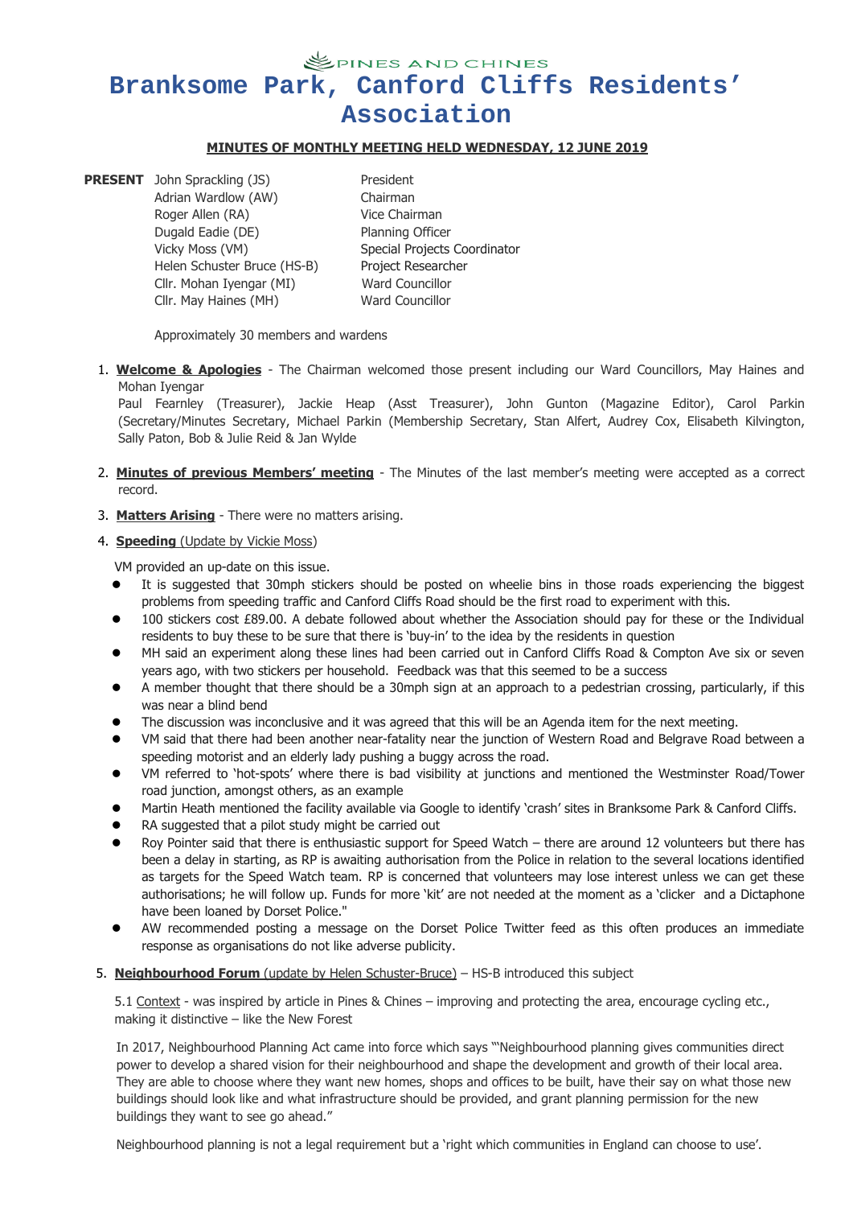PINES AND CHINES

# Branksome Park, Canford Cliffs Residents' Association

**MINUTES OF MONTHLY MEETING HELD WEDNESDAY, 12 JUNE 2019**

| **PRESENT** | | |
|---|---|---|
| | John Sprackling (JS) | President |
| | Adrian Wardlow (AW) | Chairman |
| | Roger Allen (RA) | Vice Chairman |
| | Dugald Eadie (DE) | Planning Officer |
| | Vicky Moss (VM) | Special Projects Coordinator |
| | Helen Schuster Bruce (HS-B) | Project Researcher |
| | Cllr. Mohan Iyengar (MI) | Ward Councillor |
| | Cllr. May Haines (MH) | Ward Councillor |

Approximately 30 members and wardens

1. **Welcome & Apologies** - The Chairman welcomed those present including our Ward Councillors, May Haines and Mohan Iyengar
   Paul Fearnley (Treasurer), Jackie Heap (Asst Treasurer), John Gunton (Magazine Editor), Carol Parkin (Secretary/Minutes Secretary, Michael Parkin (Membership Secretary, Stan Alfert, Audrey Cox, Elisabeth Kilvington, Sally Paton, Bob & Julie Reid & Jan Wylde

2. **Minutes of previous Members' meeting** - The Minutes of the last member's meeting were accepted as a correct record.

3. **Matters Arising** - There were no matters arising.

4. **Speeding** (Update by Vickie Moss)

   VM provided an up-date on this issue.

   - It is suggested that 30mph stickers should be posted on wheelie bins in those roads experiencing the biggest problems from speeding traffic and Canford Cliffs Road should be the first road to experiment with this.
   - 100 stickers cost £89.00. A debate followed about whether the Association should pay for these or the Individual residents to buy these to be sure that there is 'buy-in' to the idea by the residents in question
   - MH said an experiment along these lines had been carried out in Canford Cliffs Road & Compton Ave six or seven years ago, with two stickers per household. Feedback was that this seemed to be a success
   - A member thought that there should be a 30mph sign at an approach to a pedestrian crossing, particularly, if this was near a blind bend
   - The discussion was inconclusive and it was agreed that this will be an Agenda item for the next meeting.
   - VM said that there had been another near-fatality near the junction of Western Road and Belgrave Road between a speeding motorist and an elderly lady pushing a buggy across the road.
   - VM referred to 'hot-spots' where there is bad visibility at junctions and mentioned the Westminster Road/Tower road junction, amongst others, as an example
   - Martin Heath mentioned the facility available via Google to identify 'crash' sites in Branksome Park & Canford Cliffs.
   - RA suggested that a pilot study might be carried out
   - Roy Pointer said that there is enthusiastic support for Speed Watch – there are around 12 volunteers but there has been a delay in starting, as RP is awaiting authorisation from the Police in relation to the several locations identified as targets for the Speed Watch team. RP is concerned that volunteers may lose interest unless we can get these authorisations; he will follow up. Funds for more 'kit' are not needed at the moment as a 'clicker and a Dictaphone have been loaned by Dorset Police."
   - AW recommended posting a message on the Dorset Police Twitter feed as this often produces an immediate response as organisations do not like adverse publicity.

5. **Neighbourhood Forum** (update by Helen Schuster-Bruce) – HS-B introduced this subject

   5.1 Context - was inspired by article in Pines & Chines – improving and protecting the area, encourage cycling etc., making it distinctive – like the New Forest

   In 2017, Neighbourhood Planning Act came into force which says "'Neighbourhood planning gives communities direct power to develop a shared vision for their neighbourhood and shape the development and growth of their local area. They are able to choose where they want new homes, shops and offices to be built, have their say on what those new buildings should look like and what infrastructure should be provided, and grant planning permission for the new buildings they want to see go ahead."

   Neighbourhood planning is not a legal requirement but a 'right which communities in England can choose to use'.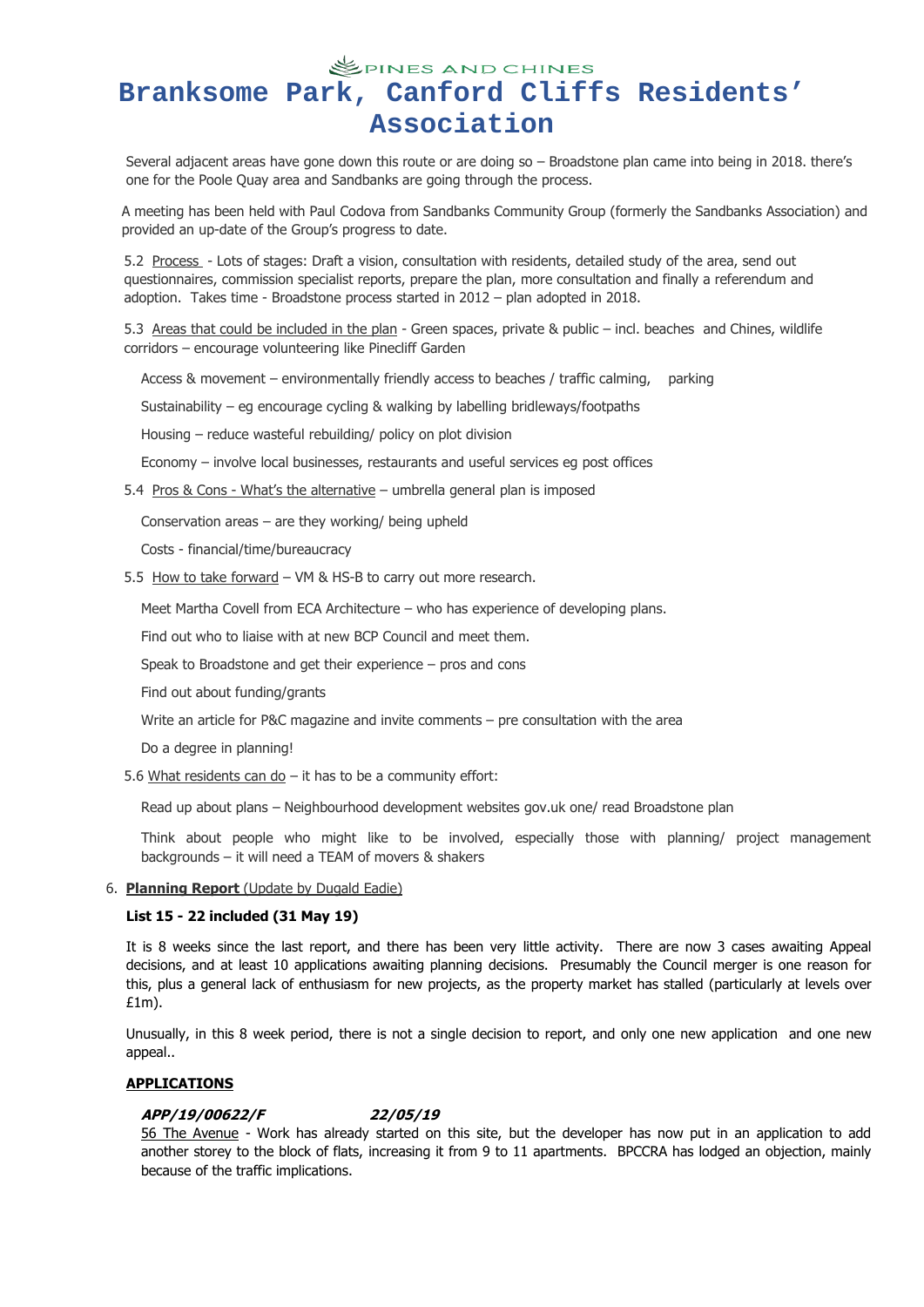Several adjacent areas have gone down this route or are doing so – Broadstone plan came into being in 2018. there's one for the Poole Quay area and Sandbanks are going through the process.

A meeting has been held with Paul Codova from Sandbanks Community Group (formerly the Sandbanks Association) and provided an up-date of the Group's progress to date.

5.2 Process - Lots of stages: Draft a vision, consultation with residents, detailed study of the area, send out questionnaires, commission specialist reports, prepare the plan, more consultation and finally a referendum and adoption. Takes time - Broadstone process started in 2012 – plan adopted in 2018.

5.3 Areas that could be included in the plan - Green spaces, private & public – incl. beaches and Chines, wildlife corridors – encourage volunteering like Pinecliff Garden

Access & movement – environmentally friendly access to beaches / traffic calming, parking

Sustainability – eg encourage cycling & walking by labelling bridleways/footpaths

Housing – reduce wasteful rebuilding/ policy on plot division

Economy – involve local businesses, restaurants and useful services eg post offices

5.4 Pros & Cons - What's the alternative – umbrella general plan is imposed

Conservation areas – are they working/ being upheld

Costs - financial/time/bureaucracy

5.5 How to take forward – VM & HS-B to carry out more research.

Meet Martha Covell from ECA Architecture – who has experience of developing plans.

Find out who to liaise with at new BCP Council and meet them.

Speak to Broadstone and get their experience – pros and cons

Find out about funding/grants

Write an article for P&C magazine and invite comments – pre consultation with the area

Do a degree in planning!

5.6 What residents can do – it has to be a community effort:

Read up about plans – Neighbourhood development websites gov.uk one/ read Broadstone plan

Think about people who might like to be involved, especially those with planning/ project management backgrounds – it will need a TEAM of movers & shakers

6. **Planning Report** (Update by Dugald Eadie)

**List 15 - 22 included (31 May 19)**

It is 8 weeks since the last report, and there has been very little activity. There are now 3 cases awaiting Appeal decisions, and at least 10 applications awaiting planning decisions. Presumably the Council merger is one reason for this, plus a general lack of enthusiasm for new projects, as the property market has stalled (particularly at levels over £1m).

Unusually, in this 8 week period, there is not a single decision to report, and only one new application and one new appeal..

**APPLICATIONS**

***APP/19/00622/F*** ***22/05/19***

56 The Avenue - Work has already started on this site, but the developer has now put in an application to add another storey to the block of flats, increasing it from 9 to 11 apartments. BPCCRA has lodged an objection, mainly because of the traffic implications.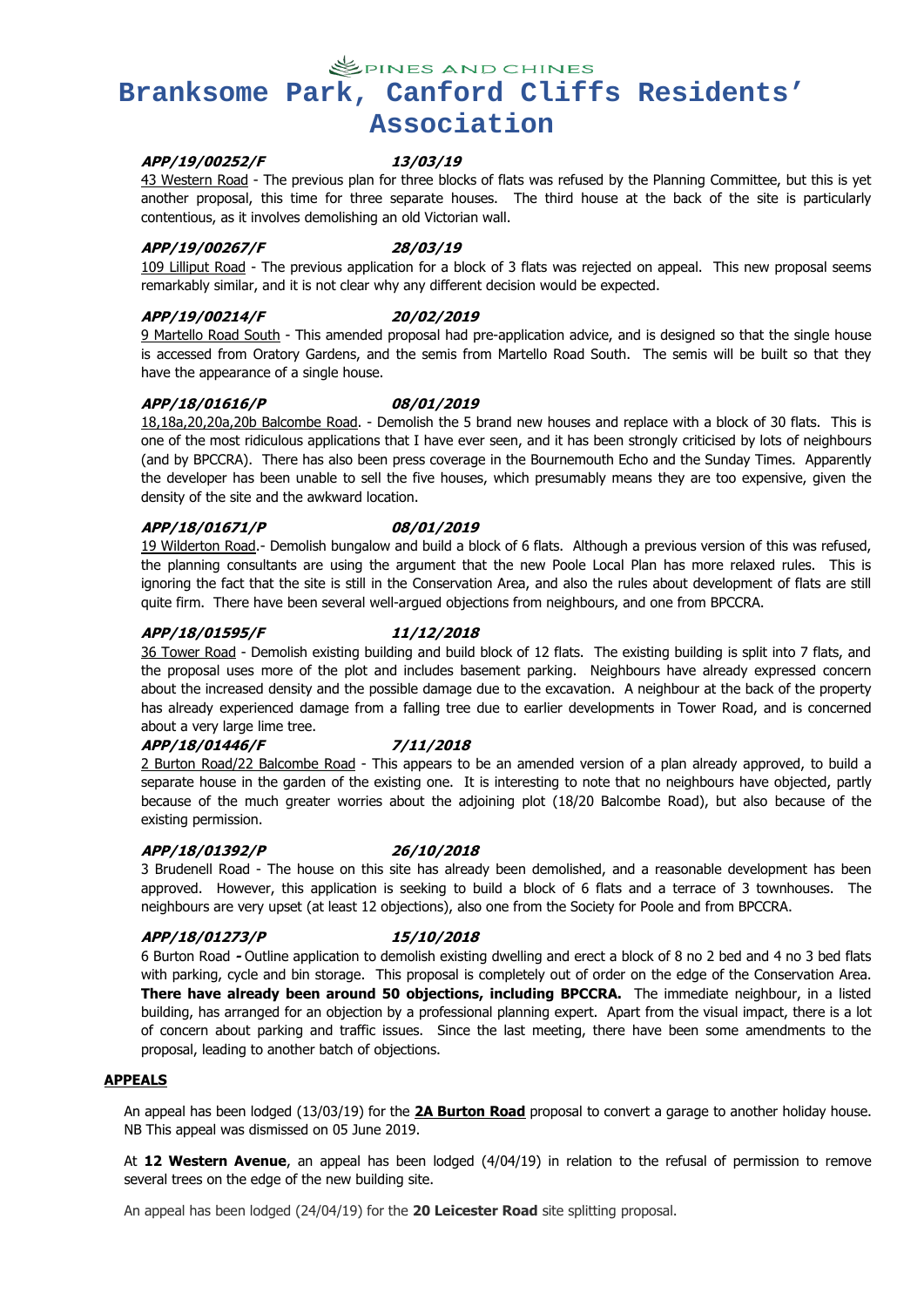PINES AND CHINES

# Branksome Park, Canford Cliffs Residents' Association

***APP/19/00252/F*** ***13/03/19***

43 Western Road - The previous plan for three blocks of flats was refused by the Planning Committee, but this is yet another proposal, this time for three separate houses. The third house at the back of the site is particularly contentious, as it involves demolishing an old Victorian wall.

***APP/19/00267/F*** ***28/03/19***

109 Lilliput Road - The previous application for a block of 3 flats was rejected on appeal. This new proposal seems remarkably similar, and it is not clear why any different decision would be expected.

***APP/19/00214/F*** ***20/02/2019***

9 Martello Road South - This amended proposal had pre-application advice, and is designed so that the single house is accessed from Oratory Gardens, and the semis from Martello Road South. The semis will be built so that they have the appearance of a single house.

***APP/18/01616/P*** ***08/01/2019***

18,18a,20,20a,20b Balcombe Road. - Demolish the 5 brand new houses and replace with a block of 30 flats. This is one of the most ridiculous applications that I have ever seen, and it has been strongly criticised by lots of neighbours (and by BPCCRA). There has also been press coverage in the Bournemouth Echo and the Sunday Times. Apparently the developer has been unable to sell the five houses, which presumably means they are too expensive, given the density of the site and the awkward location.

***APP/18/01671/P*** ***08/01/2019***

19 Wilderton Road.- Demolish bungalow and build a block of 6 flats. Although a previous version of this was refused, the planning consultants are using the argument that the new Poole Local Plan has more relaxed rules. This is ignoring the fact that the site is still in the Conservation Area, and also the rules about development of flats are still quite firm. There have been several well-argued objections from neighbours, and one from BPCCRA.

***APP/18/01595/F*** ***11/12/2018***

36 Tower Road - Demolish existing building and build block of 12 flats. The existing building is split into 7 flats, and the proposal uses more of the plot and includes basement parking. Neighbours have already expressed concern about the increased density and the possible damage due to the excavation. A neighbour at the back of the property has already experienced damage from a falling tree due to earlier developments in Tower Road, and is concerned about a very large lime tree.

***APP/18/01446/F*** ***7/11/2018***

2 Burton Road/22 Balcombe Road - This appears to be an amended version of a plan already approved, to build a separate house in the garden of the existing one. It is interesting to note that no neighbours have objected, partly because of the much greater worries about the adjoining plot (18/20 Balcombe Road), but also because of the existing permission.

***APP/18/01392/P*** ***26/10/2018***

3 Brudenell Road - The house on this site has already been demolished, and a reasonable development has been approved. However, this application is seeking to build a block of 6 flats and a terrace of 3 townhouses. The neighbours are very upset (at least 12 objections), also one from the Society for Poole and from BPCCRA.

***APP/18/01273/P*** ***15/10/2018***

6 Burton Road **-** Outline application to demolish existing dwelling and erect a block of 8 no 2 bed and 4 no 3 bed flats with parking, cycle and bin storage. This proposal is completely out of order on the edge of the Conservation Area. **There have already been around 50 objections, including BPCCRA.** The immediate neighbour, in a listed building, has arranged for an objection by a professional planning expert. Apart from the visual impact, there is a lot of concern about parking and traffic issues. Since the last meeting, there have been some amendments to the proposal, leading to another batch of objections.

## APPEALS

An appeal has been lodged (13/03/19) for the **2A Burton Road** proposal to convert a garage to another holiday house. NB This appeal was dismissed on 05 June 2019.

At **12 Western Avenue**, an appeal has been lodged (4/04/19) in relation to the refusal of permission to remove several trees on the edge of the new building site.

An appeal has been lodged (24/04/19) for the **20 Leicester Road** site splitting proposal.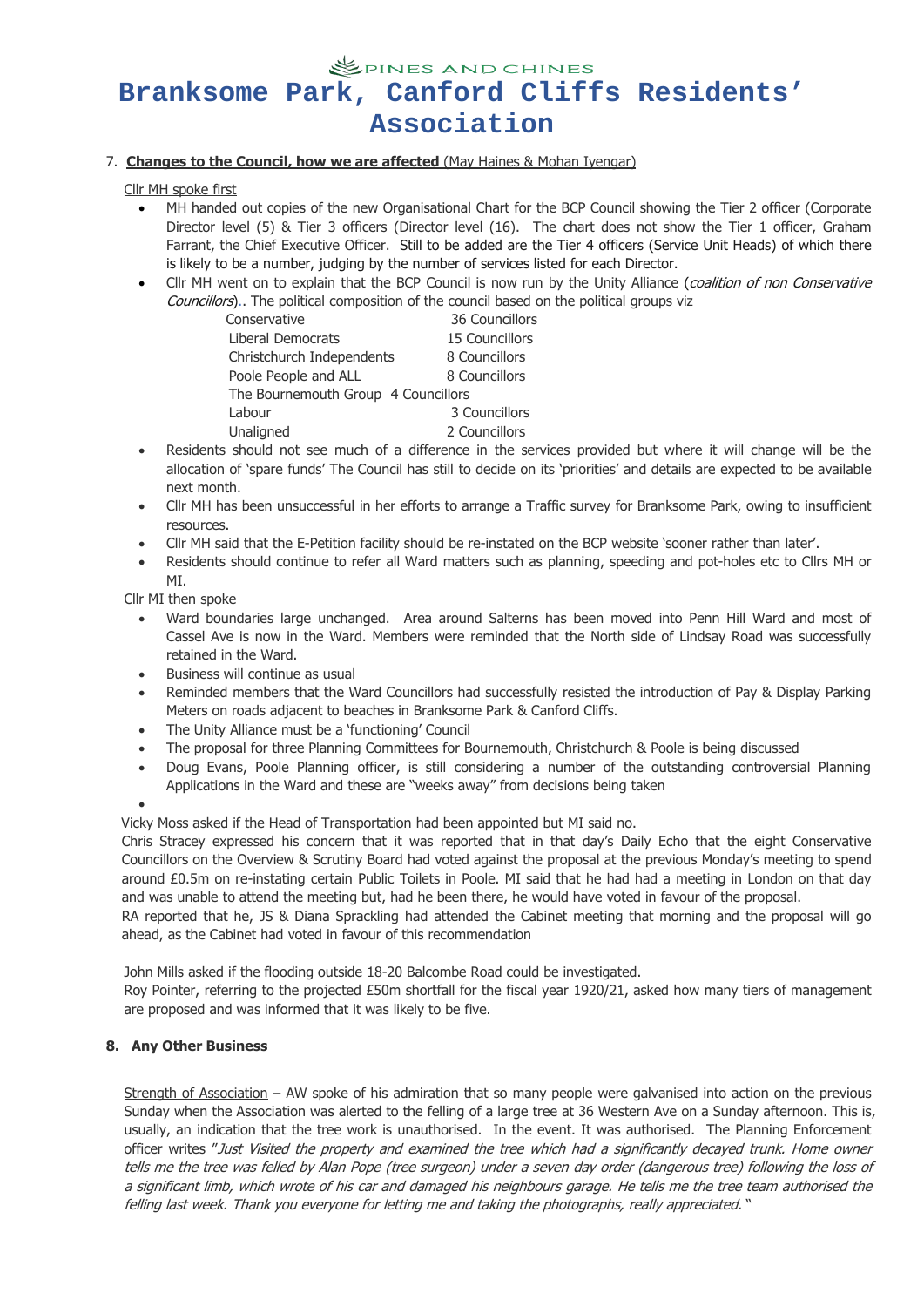## 7. **Changes to the Council, how we are affected** (May Haines & Mohan Iyengar)

Cllr MH spoke first

- MH handed out copies of the new Organisational Chart for the BCP Council showing the Tier 2 officer (Corporate Director level (5) & Tier 3 officers (Director level (16). The chart does not show the Tier 1 officer, Graham Farrant, the Chief Executive Officer. Still to be added are the Tier 4 officers (Service Unit Heads) of which there is likely to be a number, judging by the number of services listed for each Director.
- Cllr MH went on to explain that the BCP Council is now run by the Unity Alliance (*coalition of non Conservative Councillors*).. The political composition of the council based on the political groups viz

| | |
|---|---|
| Conservative | 36 Councillors |
| Liberal Democrats | 15 Councillors |
| Christchurch Independents | 8 Councillors |
| Poole People and ALL | 8 Councillors |
| The Bournemouth Group | 4 Councillors |
| Labour | 3 Councillors |
| Unaligned | 2 Councillors |

- Residents should not see much of a difference in the services provided but where it will change will be the allocation of 'spare funds' The Council has still to decide on its 'priorities' and details are expected to be available next month.
- Cllr MH has been unsuccessful in her efforts to arrange a Traffic survey for Branksome Park, owing to insufficient resources.
- Cllr MH said that the E-Petition facility should be re-instated on the BCP website 'sooner rather than later'.
- Residents should continue to refer all Ward matters such as planning, speeding and pot-holes etc to Cllrs MH or MI.

Cllr MI then spoke

- Ward boundaries large unchanged. Area around Salterns has been moved into Penn Hill Ward and most of Cassel Ave is now in the Ward. Members were reminded that the North side of Lindsay Road was successfully retained in the Ward.
- Business will continue as usual
- Reminded members that the Ward Councillors had successfully resisted the introduction of Pay & Display Parking Meters on roads adjacent to beaches in Branksome Park & Canford Cliffs.
- The Unity Alliance must be a 'functioning' Council
- The proposal for three Planning Committees for Bournemouth, Christchurch & Poole is being discussed
- Doug Evans, Poole Planning officer, is still considering a number of the outstanding controversial Planning Applications in the Ward and these are "weeks away" from decisions being taken

Vicky Moss asked if the Head of Transportation had been appointed but MI said no.

Chris Stracey expressed his concern that it was reported that in that day's Daily Echo that the eight Conservative Councillors on the Overview & Scrutiny Board had voted against the proposal at the previous Monday's meeting to spend around £0.5m on re-instating certain Public Toilets in Poole. MI said that he had had a meeting in London on that day and was unable to attend the meeting but, had he been there, he would have voted in favour of the proposal.

RA reported that he, JS & Diana Sprackling had attended the Cabinet meeting that morning and the proposal will go ahead, as the Cabinet had voted in favour of this recommendation

John Mills asked if the flooding outside 18-20 Balcombe Road could be investigated.

Roy Pointer, referring to the projected £50m shortfall for the fiscal year 1920/21, asked how many tiers of management are proposed and was informed that it was likely to be five.

## 8. **Any Other Business**

Strength of Association – AW spoke of his admiration that so many people were galvanised into action on the previous Sunday when the Association was alerted to the felling of a large tree at 36 Western Ave on a Sunday afternoon. This is, usually, an indication that the tree work is unauthorised. In the event. It was authorised. The Planning Enforcement officer writes "*Just Visited the property and examined the tree which had a significantly decayed trunk. Home owner tells me the tree was felled by Alan Pope (tree surgeon) under a seven day order (dangerous tree) following the loss of a significant limb, which wrote of his car and damaged his neighbours garage. He tells me the tree team authorised the felling last week. Thank you everyone for letting me and taking the photographs, really appreciated.*"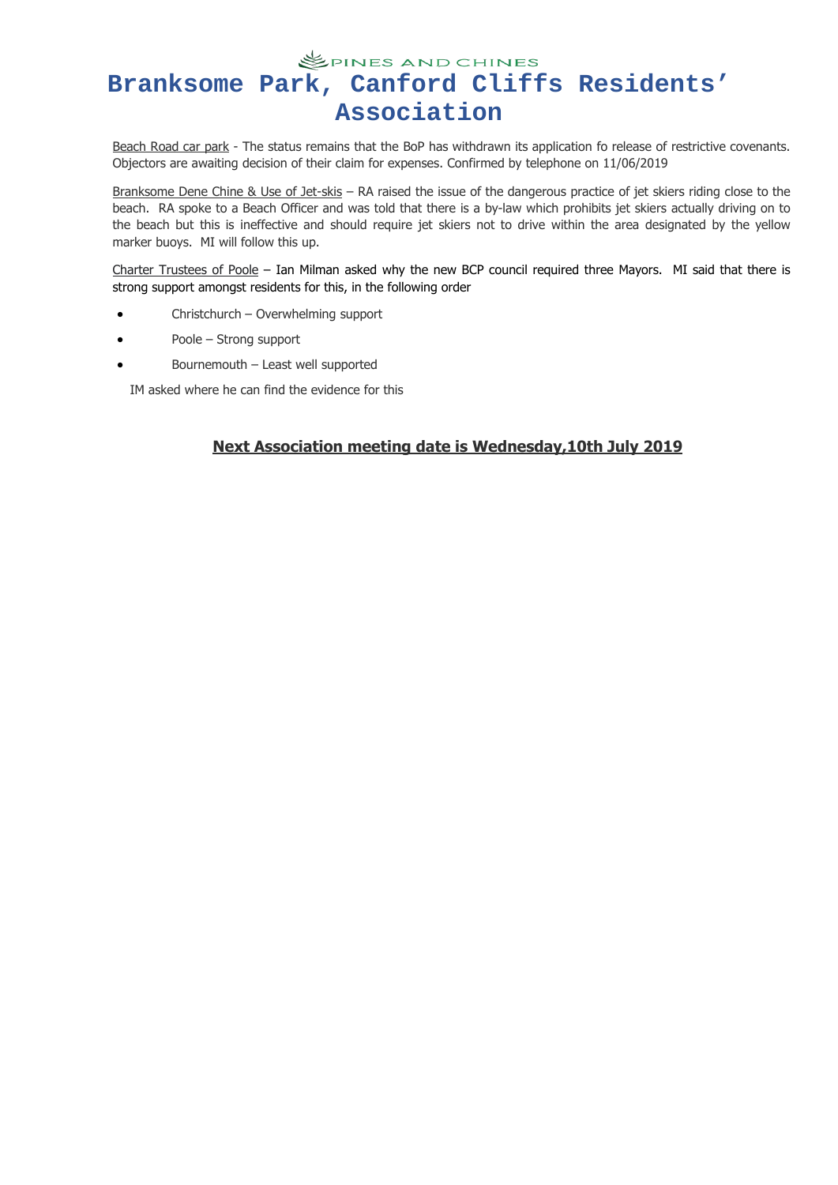PINES AND CHINES

# Branksome Park, Canford Cliffs Residents' Association

Beach Road car park - The status remains that the BoP has withdrawn its application fo release of restrictive covenants. Objectors are awaiting decision of their claim for expenses. Confirmed by telephone on 11/06/2019

Branksome Dene Chine & Use of Jet-skis – RA raised the issue of the dangerous practice of jet skiers riding close to the beach. RA spoke to a Beach Officer and was told that there is a by-law which prohibits jet skiers actually driving on to the beach but this is ineffective and should require jet skiers not to drive within the area designated by the yellow marker buoys. MI will follow this up.

Charter Trustees of Poole – Ian Milman asked why the new BCP council required three Mayors. MI said that there is strong support amongst residents for this, in the following order

- Christchurch – Overwhelming support
- Poole – Strong support
- Bournemouth – Least well supported

IM asked where he can find the evidence for this

**Next Association meeting date is Wednesday,10th July 2019**